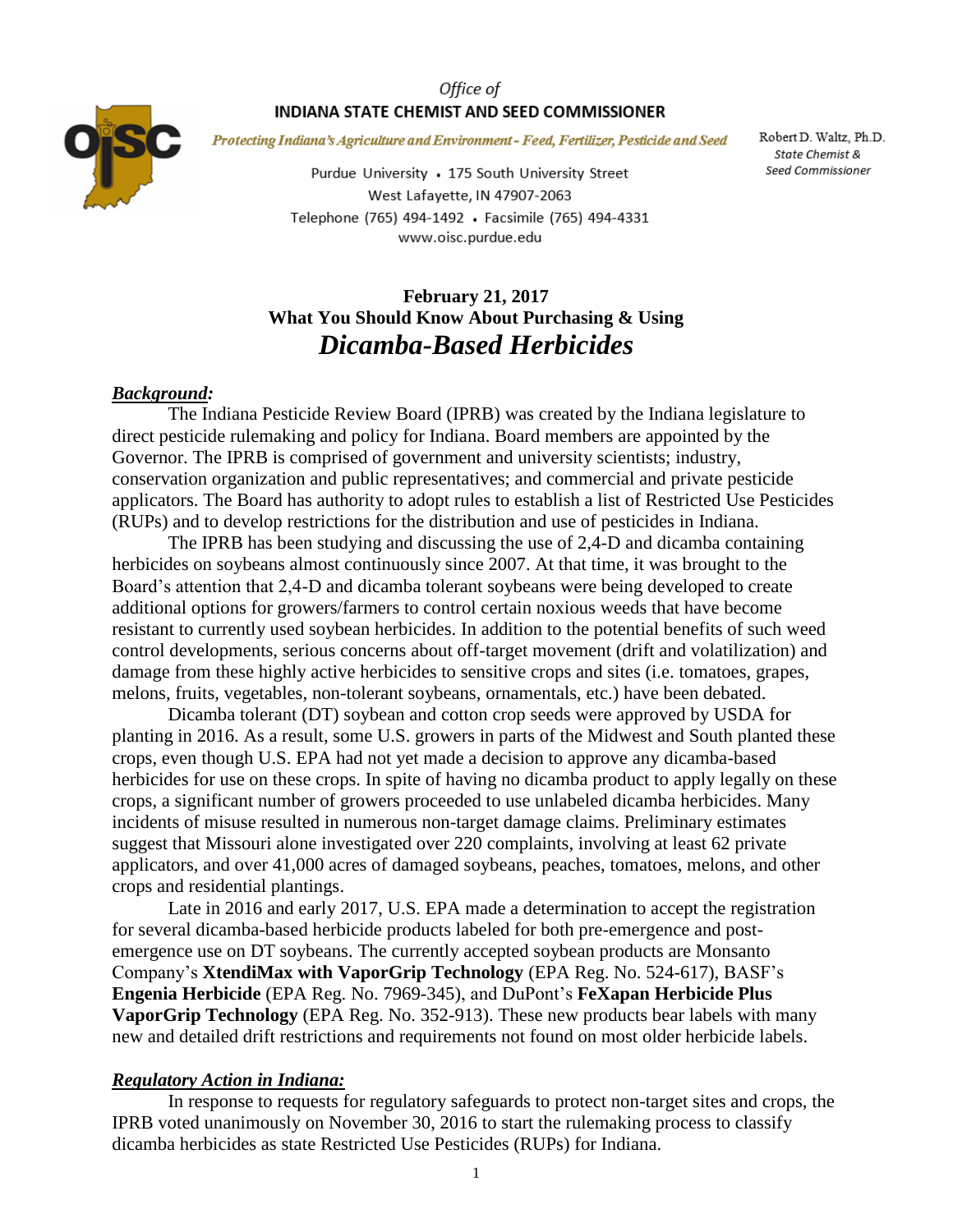Office of

**INDIANA STATE CHEMIST AND SEED COMMISSIONER**

*Protecting Indiana's Agriculture and Environment - Feed, Fertilizer, Pesticide and Seed*

Purdue University • 175 South University Street
West Lafayette, IN 47907-2063
Telephone (765) 494-1492 • Facsimile (765) 494-4331
www.oisc.purdue.edu

Robert D. Waltz, Ph.D.
*State Chemist & Seed Commissioner*

**February 21, 2017**
**What You Should Know About Purchasing & Using**

# *Dicamba-Based Herbicides*

## ***Background:***

The Indiana Pesticide Review Board (IPRB) was created by the Indiana legislature to direct pesticide rulemaking and policy for Indiana. Board members are appointed by the Governor. The IPRB is comprised of government and university scientists; industry, conservation organization and public representatives; and commercial and private pesticide applicators. The Board has authority to adopt rules to establish a list of Restricted Use Pesticides (RUPs) and to develop restrictions for the distribution and use of pesticides in Indiana.

The IPRB has been studying and discussing the use of 2,4-D and dicamba containing herbicides on soybeans almost continuously since 2007. At that time, it was brought to the Board's attention that 2,4-D and dicamba tolerant soybeans were being developed to create additional options for growers/farmers to control certain noxious weeds that have become resistant to currently used soybean herbicides. In addition to the potential benefits of such weed control developments, serious concerns about off-target movement (drift and volatilization) and damage from these highly active herbicides to sensitive crops and sites (i.e. tomatoes, grapes, melons, fruits, vegetables, non-tolerant soybeans, ornamentals, etc.) have been debated.

Dicamba tolerant (DT) soybean and cotton crop seeds were approved by USDA for planting in 2016. As a result, some U.S. growers in parts of the Midwest and South planted these crops, even though U.S. EPA had not yet made a decision to approve any dicamba-based herbicides for use on these crops. In spite of having no dicamba product to apply legally on these crops, a significant number of growers proceeded to use unlabeled dicamba herbicides. Many incidents of misuse resulted in numerous non-target damage claims. Preliminary estimates suggest that Missouri alone investigated over 220 complaints, involving at least 62 private applicators, and over 41,000 acres of damaged soybeans, peaches, tomatoes, melons, and other crops and residential plantings.

Late in 2016 and early 2017, U.S. EPA made a determination to accept the registration for several dicamba-based herbicide products labeled for both pre-emergence and post-emergence use on DT soybeans. The currently accepted soybean products are Monsanto Company's **XtendiMax with VaporGrip Technology** (EPA Reg. No. 524-617), BASF's **Engenia Herbicide** (EPA Reg. No. 7969-345), and DuPont's **FeXapan Herbicide Plus VaporGrip Technology** (EPA Reg. No. 352-913). These new products bear labels with many new and detailed drift restrictions and requirements not found on most older herbicide labels.

## ***Regulatory Action in Indiana:***

In response to requests for regulatory safeguards to protect non-target sites and crops, the IPRB voted unanimously on November 30, 2016 to start the rulemaking process to classify dicamba herbicides as state Restricted Use Pesticides (RUPs) for Indiana.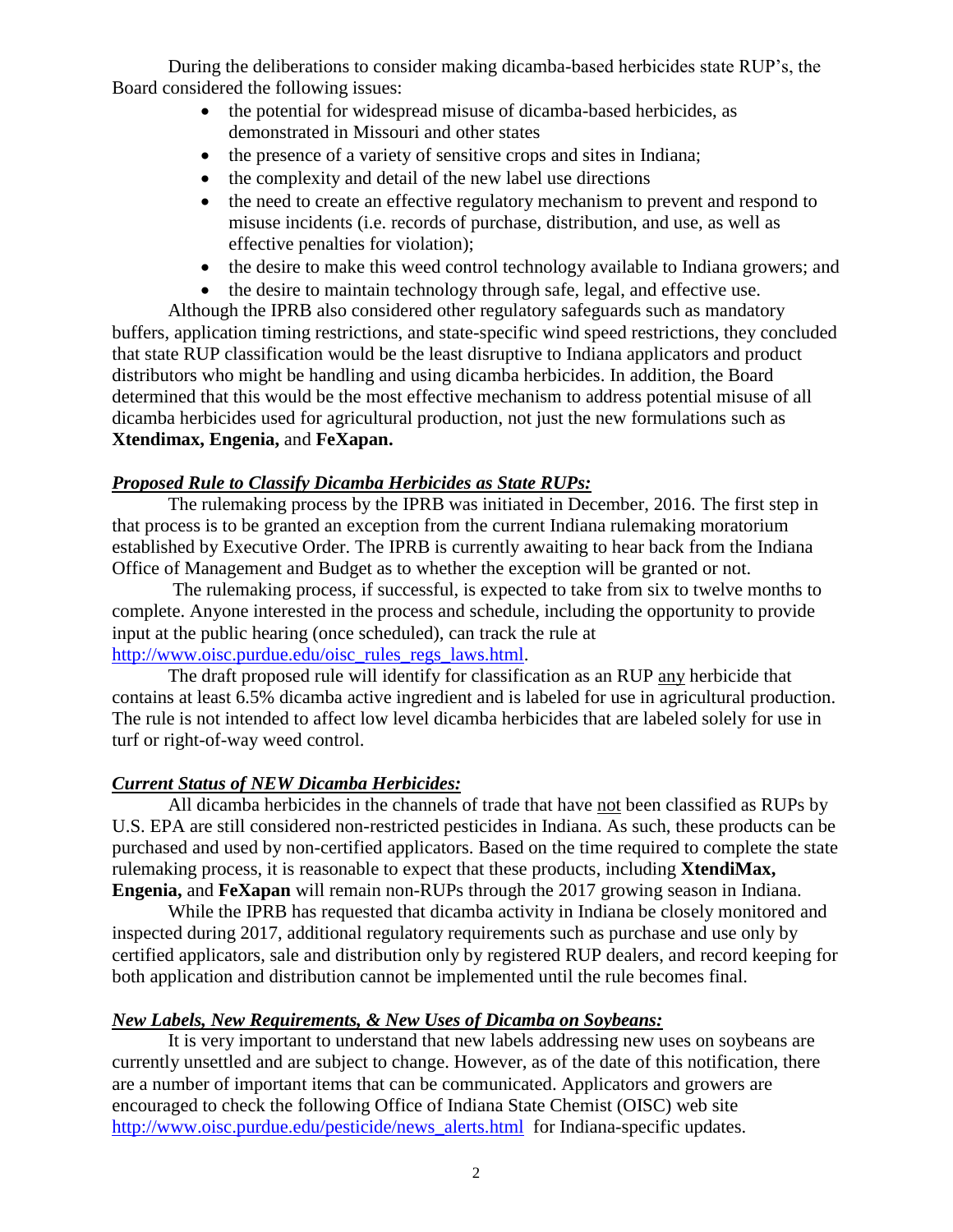During the deliberations to consider making dicamba-based herbicides state RUP's, the Board considered the following issues:

- the potential for widespread misuse of dicamba-based herbicides, as demonstrated in Missouri and other states
- the presence of a variety of sensitive crops and sites in Indiana;
- the complexity and detail of the new label use directions
- the need to create an effective regulatory mechanism to prevent and respond to misuse incidents (i.e. records of purchase, distribution, and use, as well as effective penalties for violation);
- the desire to make this weed control technology available to Indiana growers; and
- the desire to maintain technology through safe, legal, and effective use.

Although the IPRB also considered other regulatory safeguards such as mandatory buffers, application timing restrictions, and state-specific wind speed restrictions, they concluded that state RUP classification would be the least disruptive to Indiana applicators and product distributors who might be handling and using dicamba herbicides. In addition, the Board determined that this would be the most effective mechanism to address potential misuse of all dicamba herbicides used for agricultural production, not just the new formulations such as **Xtendimax, Engenia,** and **FeXapan.**

***Proposed Rule to Classify Dicamba Herbicides as State RUPs:***

The rulemaking process by the IPRB was initiated in December, 2016. The first step in that process is to be granted an exception from the current Indiana rulemaking moratorium established by Executive Order. The IPRB is currently awaiting to hear back from the Indiana Office of Management and Budget as to whether the exception will be granted or not.

The rulemaking process, if successful, is expected to take from six to twelve months to complete. Anyone interested in the process and schedule, including the opportunity to provide input at the public hearing (once scheduled), can track the rule at http://www.oisc.purdue.edu/oisc_rules_regs_laws.html.

The draft proposed rule will identify for classification as an RUP <u>any</u> herbicide that contains at least 6.5% dicamba active ingredient and is labeled for use in agricultural production. The rule is not intended to affect low level dicamba herbicides that are labeled solely for use in turf or right-of-way weed control.

***Current Status of NEW Dicamba Herbicides:***

All dicamba herbicides in the channels of trade that have <u>not</u> been classified as RUPs by U.S. EPA are still considered non-restricted pesticides in Indiana. As such, these products can be purchased and used by non-certified applicators. Based on the time required to complete the state rulemaking process, it is reasonable to expect that these products, including **XtendiMax, Engenia,** and **FeXapan** will remain non-RUPs through the 2017 growing season in Indiana.

While the IPRB has requested that dicamba activity in Indiana be closely monitored and inspected during 2017, additional regulatory requirements such as purchase and use only by certified applicators, sale and distribution only by registered RUP dealers, and record keeping for both application and distribution cannot be implemented until the rule becomes final.

***New Labels, New Requirements, & New Uses of Dicamba on Soybeans:***

It is very important to understand that new labels addressing new uses on soybeans are currently unsettled and are subject to change. However, as of the date of this notification, there are a number of important items that can be communicated. Applicators and growers are encouraged to check the following Office of Indiana State Chemist (OISC) web site http://www.oisc.purdue.edu/pesticide/news_alerts.html for Indiana-specific updates.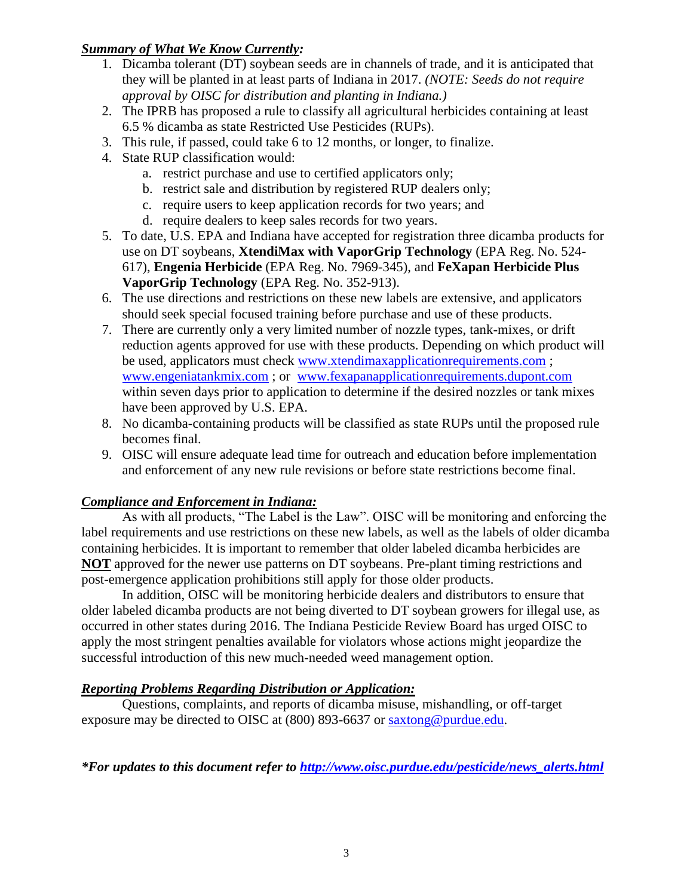***Summary of What We Know Currently:***

1. Dicamba tolerant (DT) soybean seeds are in channels of trade, and it is anticipated that they will be planted in at least parts of Indiana in 2017. *(NOTE: Seeds do not require approval by OISC for distribution and planting in Indiana.)*
2. The IPRB has proposed a rule to classify all agricultural herbicides containing at least 6.5 % dicamba as state Restricted Use Pesticides (RUPs).
3. This rule, if passed, could take 6 to 12 months, or longer, to finalize.
4. State RUP classification would:
   a. restrict purchase and use to certified applicators only;
   b. restrict sale and distribution by registered RUP dealers only;
   c. require users to keep application records for two years; and
   d. require dealers to keep sales records for two years.
5. To date, U.S. EPA and Indiana have accepted for registration three dicamba products for use on DT soybeans, **XtendiMax with VaporGrip Technology** (EPA Reg. No. 524-617), **Engenia Herbicide** (EPA Reg. No. 7969-345), and **FeXapan Herbicide Plus VaporGrip Technology** (EPA Reg. No. 352-913).
6. The use directions and restrictions on these new labels are extensive, and applicators should seek special focused training before purchase and use of these products.
7. There are currently only a very limited number of nozzle types, tank-mixes, or drift reduction agents approved for use with these products. Depending on which product will be used, applicators must check [www.xtendimaxapplicationrequirements.com](www.xtendimaxapplicationrequirements.com) ; [www.engeniatankmix.com](www.engeniatankmix.com) ; or [www.fexapanapplicationrequirements.dupont.com](www.fexapanapplicationrequirements.dupont.com) within seven days prior to application to determine if the desired nozzles or tank mixes have been approved by U.S. EPA.
8. No dicamba-containing products will be classified as state RUPs until the proposed rule becomes final.
9. OISC will ensure adequate lead time for outreach and education before implementation and enforcement of any new rule revisions or before state restrictions become final.

***Compliance and Enforcement in Indiana:***

As with all products, "The Label is the Law". OISC will be monitoring and enforcing the label requirements and use restrictions on these new labels, as well as the labels of older dicamba containing herbicides. It is important to remember that older labeled dicamba herbicides are **NOT** approved for the newer use patterns on DT soybeans. Pre-plant timing restrictions and post-emergence application prohibitions still apply for those older products.

In addition, OISC will be monitoring herbicide dealers and distributors to ensure that older labeled dicamba products are not being diverted to DT soybean growers for illegal use, as occurred in other states during 2016. The Indiana Pesticide Review Board has urged OISC to apply the most stringent penalties available for violators whose actions might jeopardize the successful introduction of this new much-needed weed management option.

***Reporting Problems Regarding Distribution or Application:***

Questions, complaints, and reports of dicamba misuse, mishandling, or off-target exposure may be directed to OISC at (800) 893-6637 or [saxtong@purdue.edu](mailto:saxtong@purdue.edu).

***\*For updates to this document refer to [http://www.oisc.purdue.edu/pesticide/news_alerts.html](http://www.oisc.purdue.edu/pesticide/news_alerts.html)***